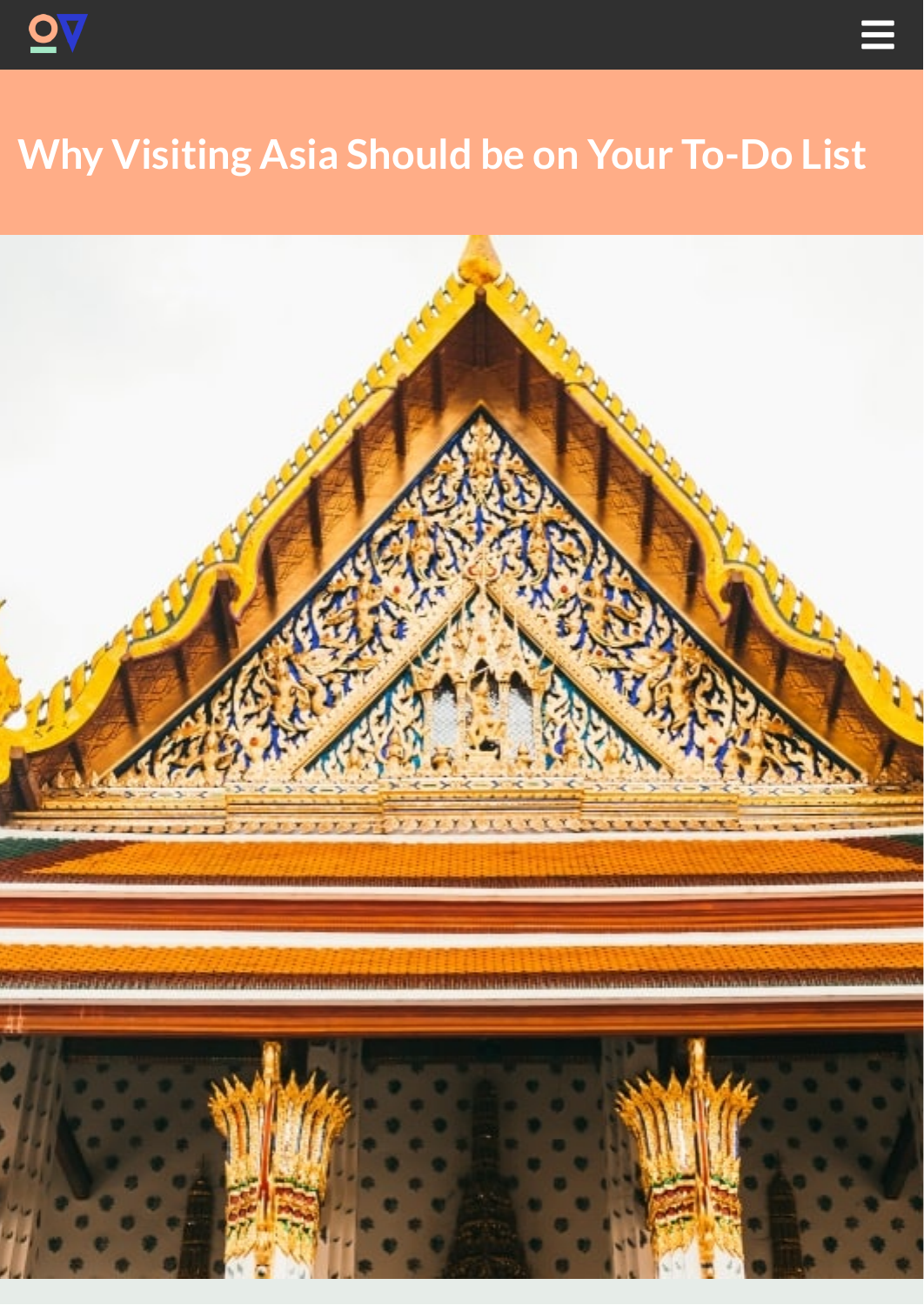# Why Visiting Asia Should be on Your To-Do List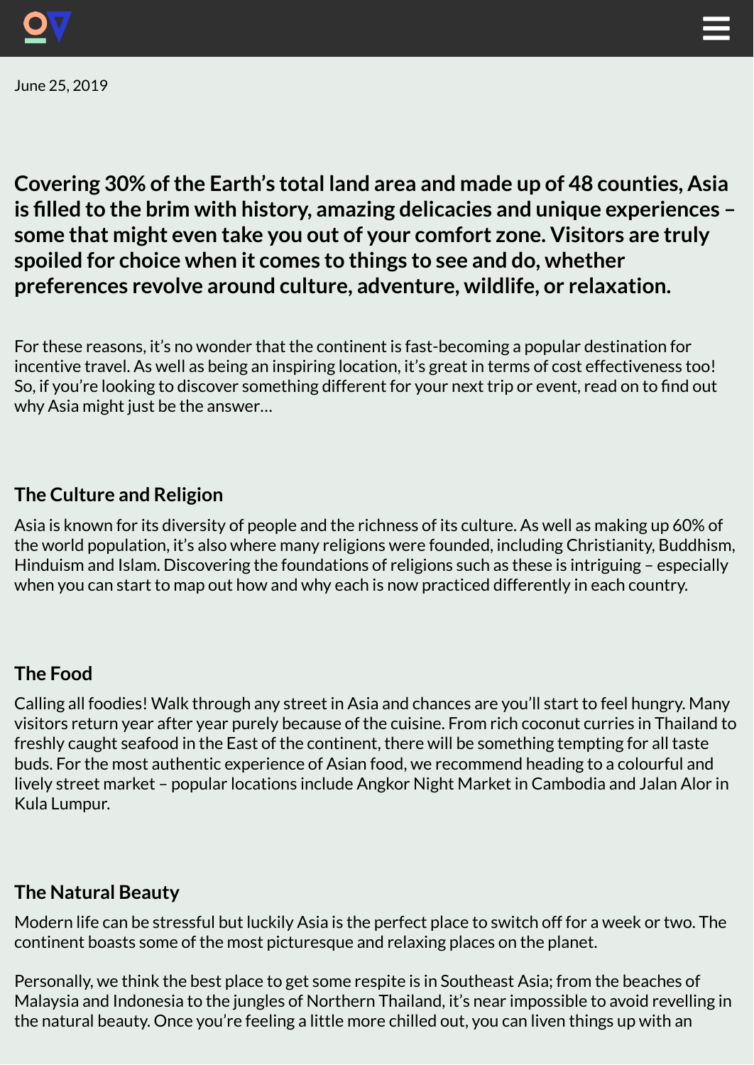June 25, 2019

**Covering 30% of the Earth's total land area and made up of 48 counties, Asia is filled to the brim with history, amazing delicacies and unique experiences – some that might even take you out of your comfort zone. Visitors are truly spoiled for choice when it comes to things to see and do, whether preferences revolve around culture, adventure, wildlife, or relaxation.**

For these reasons, it's no wonder that the continent is fast-becoming a popular destination for incentive travel. As well as being an inspiring location, it's great in terms of cost effectiveness too! So, if you're looking to discover something different for your next trip or event, read on to find out why Asia might just be the answer…

## The Culture and Religion

Asia is known for its diversity of people and the richness of its culture. As well as making up 60% of the world population, it's also where many religions were founded, including Christianity, Buddhism, Hinduism and Islam. Discovering the foundations of religions such as these is intriguing – especially when you can start to map out how and why each is now practiced differently in each country.

## The Food

Calling all foodies! Walk through any street in Asia and chances are you'll start to feel hungry. Many visitors return year after year purely because of the cuisine. From rich coconut curries in Thailand to freshly caught seafood in the East of the continent, there will be something tempting for all taste buds. For the most authentic experience of Asian food, we recommend heading to a colourful and lively street market – popular locations include Angkor Night Market in Cambodia and Jalan Alor in Kula Lumpur.

## The Natural Beauty

Modern life can be stressful but luckily Asia is the perfect place to switch off for a week or two. The continent boasts some of the most picturesque and relaxing places on the planet.

Personally, we think the best place to get some respite is in Southeast Asia; from the beaches of Malaysia and Indonesia to the jungles of Northern Thailand, it's near impossible to avoid revelling in the natural beauty. Once you're feeling a little more chilled out, you can liven things up with an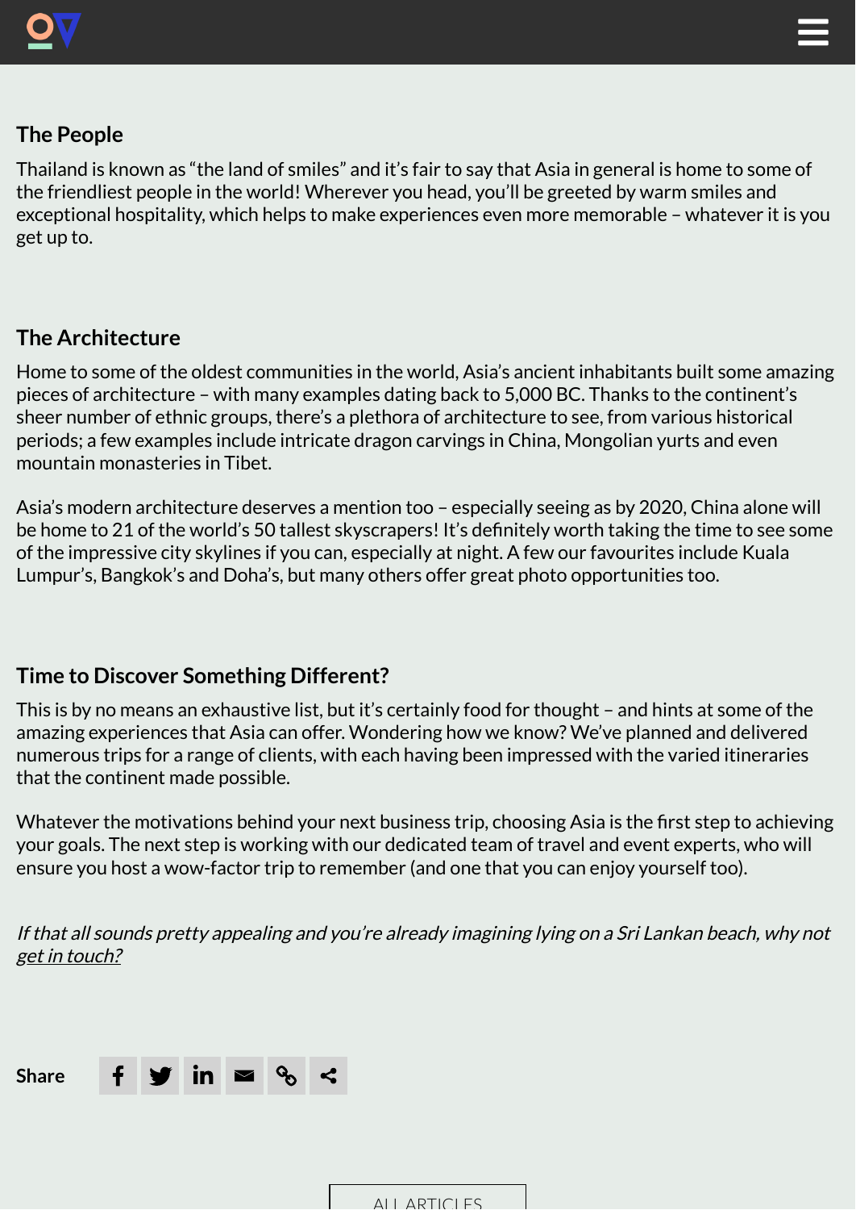## The People

Thailand is known as "the land of smiles" and it's fair to say that Asia in general is home to some of the friendliest people in the world! Wherever you head, you'll be greeted by warm smiles and exceptional hospitality, which helps to make experiences even more memorable – whatever it is you get up to.

## The Architecture

Home to some of the oldest communities in the world, Asia's ancient inhabitants built some amazing pieces of architecture – with many examples dating back to 5,000 BC. Thanks to the continent's sheer number of ethnic groups, there's a plethora of architecture to see, from various historical periods; a few examples include intricate dragon carvings in China, Mongolian yurts and even mountain monasteries in Tibet.

Asia's modern architecture deserves a mention too – especially seeing as by 2020, China alone will be home to 21 of the world's 50 tallest skyscrapers! It's definitely worth taking the time to see some of the impressive city skylines if you can, especially at night. A few our favourites include Kuala Lumpur's, Bangkok's and Doha's, but many others offer great photo opportunities too.

## Time to Discover Something Different?

This is by no means an exhaustive list, but it's certainly food for thought – and hints at some of the amazing experiences that Asia can offer. Wondering how we know? We've planned and delivered numerous trips for a range of clients, with each having been impressed with the varied itineraries that the continent made possible.

Whatever the motivations behind your next business trip, choosing Asia is the first step to achieving your goals. The next step is working with our dedicated team of travel and event experts, who will ensure you host a wow-factor trip to remember (and one that you can enjoy yourself too).

*If that all sounds pretty appealing and you're already imagining lying on a Sri Lankan beach, why not get in touch?*

Share

ALL ARTICLES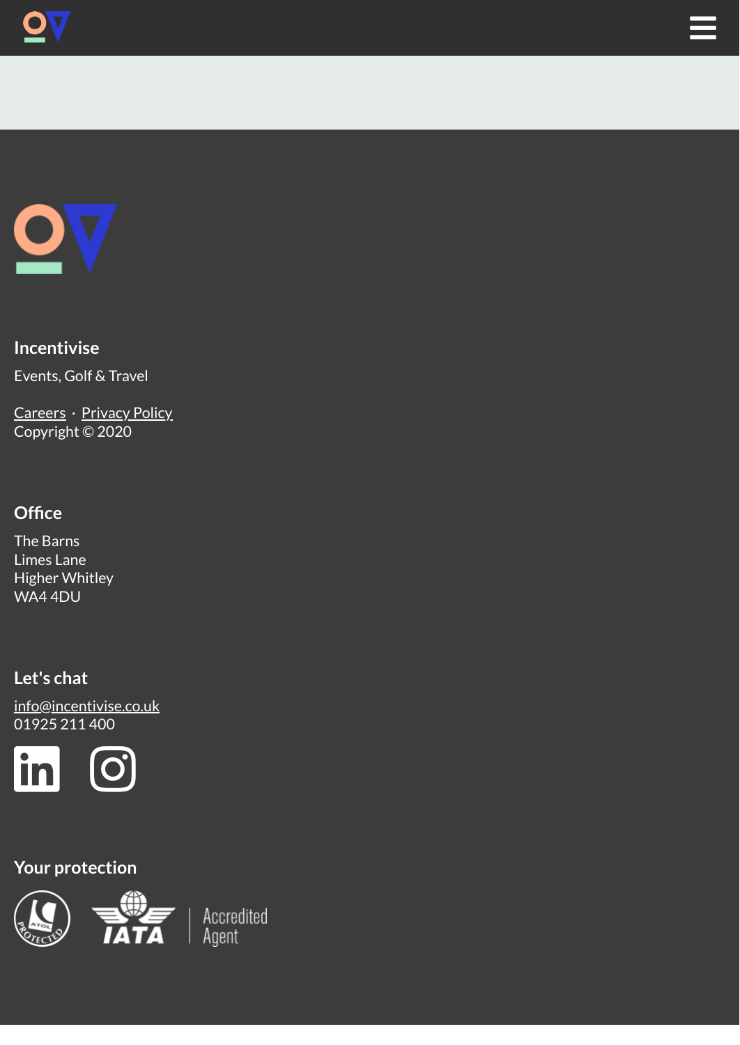### Incentivise

Events, Golf & Travel

[Careers](#) · [Privacy Policy](#)
Copyright © 2020

### Office

The Barns
Limes Lane
Higher Whitley
WA4 4DU

### Let's chat

info@incentivise.co.uk
01925 211 400

### Your protection

Accredited Agent